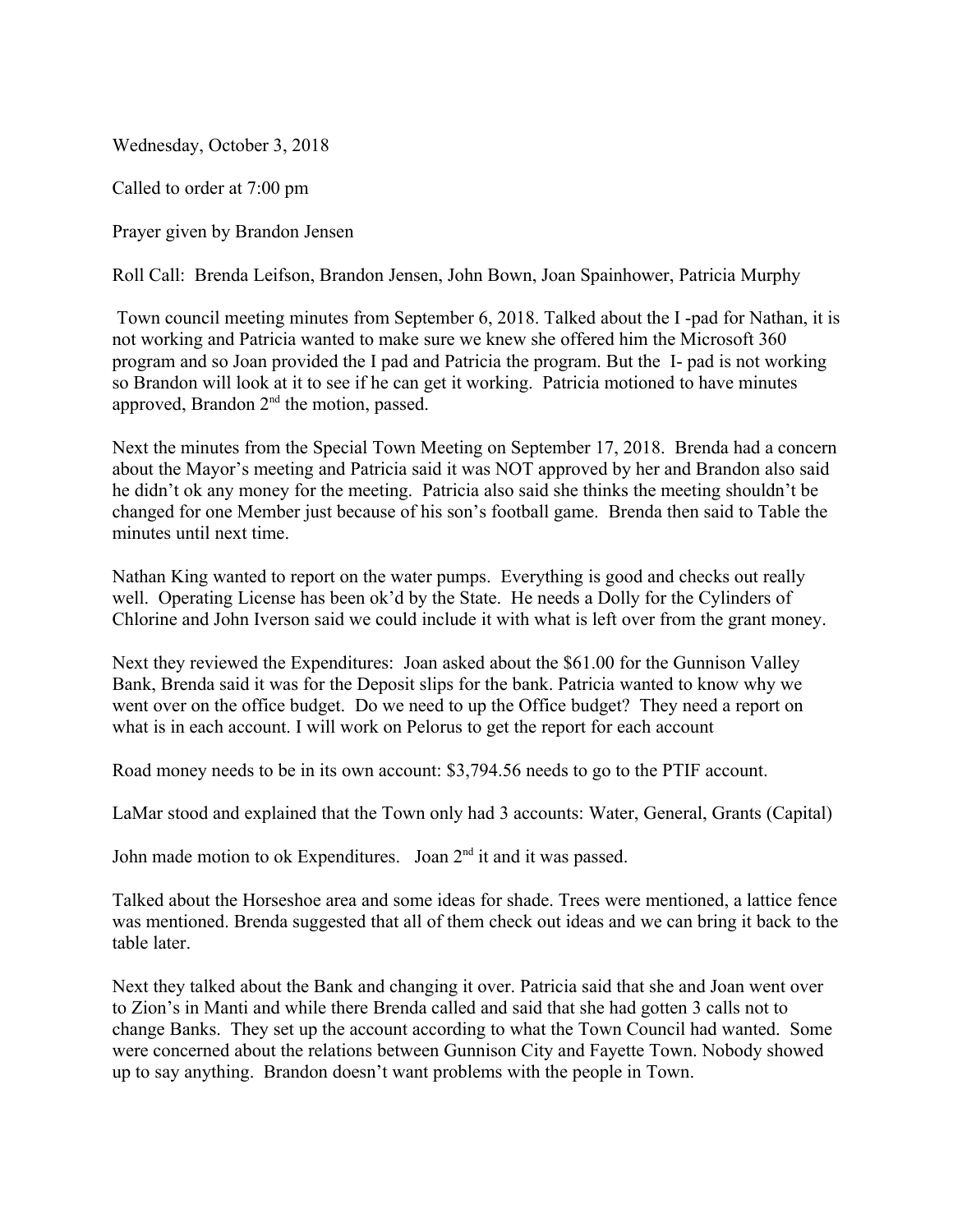Wednesday, October 3, 2018

Called to order at 7:00 pm

Prayer given by Brandon Jensen

Roll Call: Brenda Leifson, Brandon Jensen, John Bown, Joan Spainhower, Patricia Murphy

Town council meeting minutes from September 6, 2018. Talked about the I -pad for Nathan, it is not working and Patricia wanted to make sure we knew she offered him the Microsoft 360 program and so Joan provided the I pad and Patricia the program. But the I- pad is not working so Brandon will look at it to see if he can get it working. Patricia motioned to have minutes approved, Brandon 2nd the motion, passed.

Next the minutes from the Special Town Meeting on September 17, 2018. Brenda had a concern about the Mayor's meeting and Patricia said it was NOT approved by her and Brandon also said he didn't ok any money for the meeting. Patricia also said she thinks the meeting shouldn't be changed for one Member just because of his son's football game. Brenda then said to Table the minutes until next time.

Nathan King wanted to report on the water pumps. Everything is good and checks out really well. Operating License has been ok'd by the State. He needs a Dolly for the Cylinders of Chlorine and John Iverson said we could include it with what is left over from the grant money.

Next they reviewed the Expenditures: Joan asked about the $61.00 for the Gunnison Valley Bank, Brenda said it was for the Deposit slips for the bank. Patricia wanted to know why we went over on the office budget. Do we need to up the Office budget? They need a report on what is in each account. I will work on Pelorus to get the report for each account

Road money needs to be in its own account: $3,794.56 needs to go to the PTIF account.

LaMar stood and explained that the Town only had 3 accounts: Water, General, Grants (Capital)

John made motion to ok Expenditures. Joan 2nd it and it was passed.

Talked about the Horseshoe area and some ideas for shade. Trees were mentioned, a lattice fence was mentioned. Brenda suggested that all of them check out ideas and we can bring it back to the table later.

Next they talked about the Bank and changing it over. Patricia said that she and Joan went over to Zion's in Manti and while there Brenda called and said that she had gotten 3 calls not to change Banks. They set up the account according to what the Town Council had wanted. Some were concerned about the relations between Gunnison City and Fayette Town. Nobody showed up to say anything. Brandon doesn't want problems with the people in Town.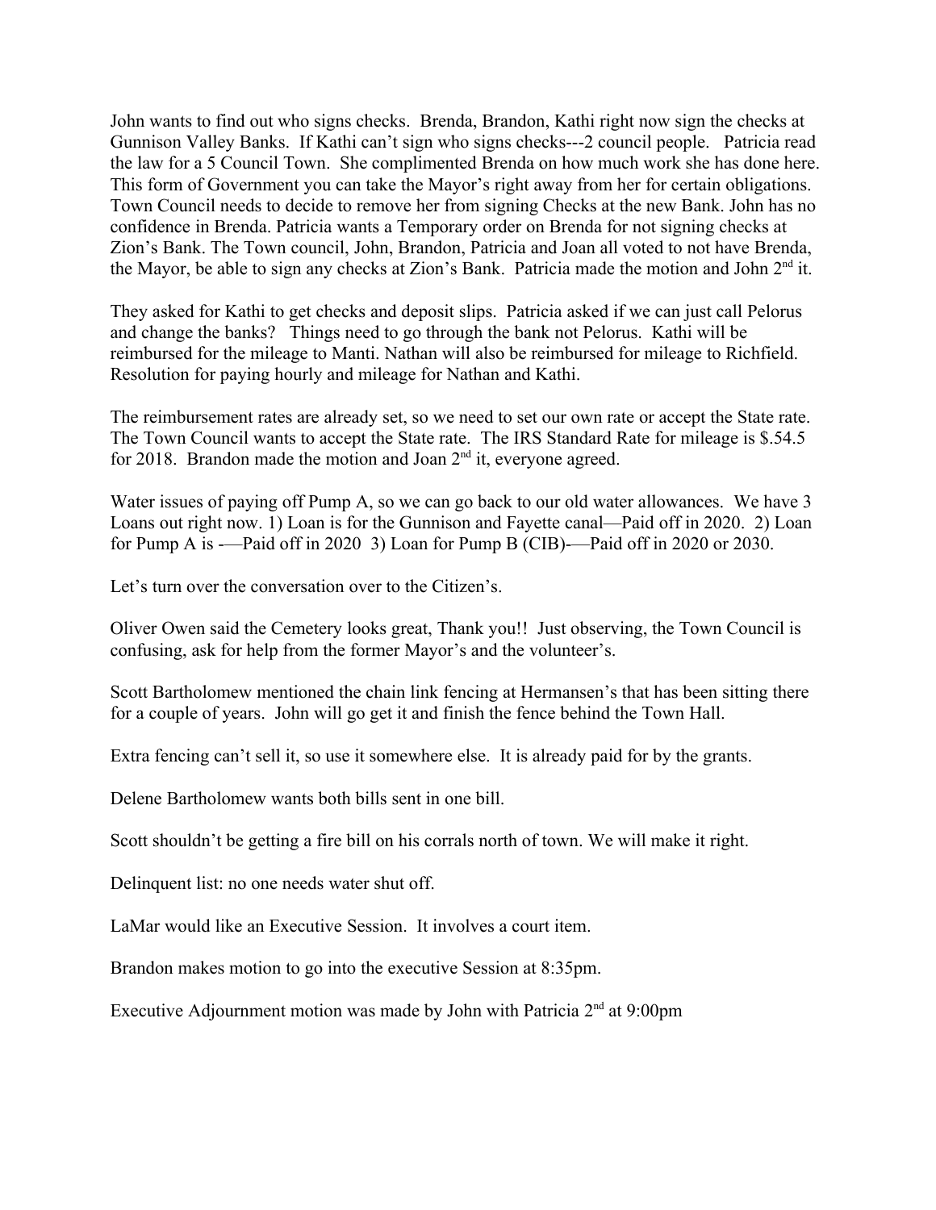John wants to find out who signs checks. Brenda, Brandon, Kathi right now sign the checks at Gunnison Valley Banks. If Kathi can't sign who signs checks---2 council people. Patricia read the law for a 5 Council Town. She complimented Brenda on how much work she has done here. This form of Government you can take the Mayor's right away from her for certain obligations. Town Council needs to decide to remove her from signing Checks at the new Bank. John has no confidence in Brenda. Patricia wants a Temporary order on Brenda for not signing checks at Zion's Bank. The Town council, John, Brandon, Patricia and Joan all voted to not have Brenda, the Mayor, be able to sign any checks at Zion's Bank. Patricia made the motion and John 2nd it.

They asked for Kathi to get checks and deposit slips. Patricia asked if we can just call Pelorus and change the banks? Things need to go through the bank not Pelorus. Kathi will be reimbursed for the mileage to Manti. Nathan will also be reimbursed for mileage to Richfield. Resolution for paying hourly and mileage for Nathan and Kathi.

The reimbursement rates are already set, so we need to set our own rate or accept the State rate. The Town Council wants to accept the State rate. The IRS Standard Rate for mileage is $.54.5 for 2018. Brandon made the motion and Joan 2nd it, everyone agreed.

Water issues of paying off Pump A, so we can go back to our old water allowances. We have 3 Loans out right now. 1) Loan is for the Gunnison and Fayette canal—Paid off in 2020. 2) Loan for Pump A is -—Paid off in 2020 3) Loan for Pump B (CIB)-—Paid off in 2020 or 2030.

Let's turn over the conversation over to the Citizen's.

Oliver Owen said the Cemetery looks great, Thank you!! Just observing, the Town Council is confusing, ask for help from the former Mayor's and the volunteer's.

Scott Bartholomew mentioned the chain link fencing at Hermansen's that has been sitting there for a couple of years. John will go get it and finish the fence behind the Town Hall.

Extra fencing can't sell it, so use it somewhere else. It is already paid for by the grants.

Delene Bartholomew wants both bills sent in one bill.

Scott shouldn't be getting a fire bill on his corrals north of town. We will make it right.

Delinquent list: no one needs water shut off.

LaMar would like an Executive Session. It involves a court item.

Brandon makes motion to go into the executive Session at 8:35pm.

Executive Adjournment motion was made by John with Patricia 2nd at 9:00pm